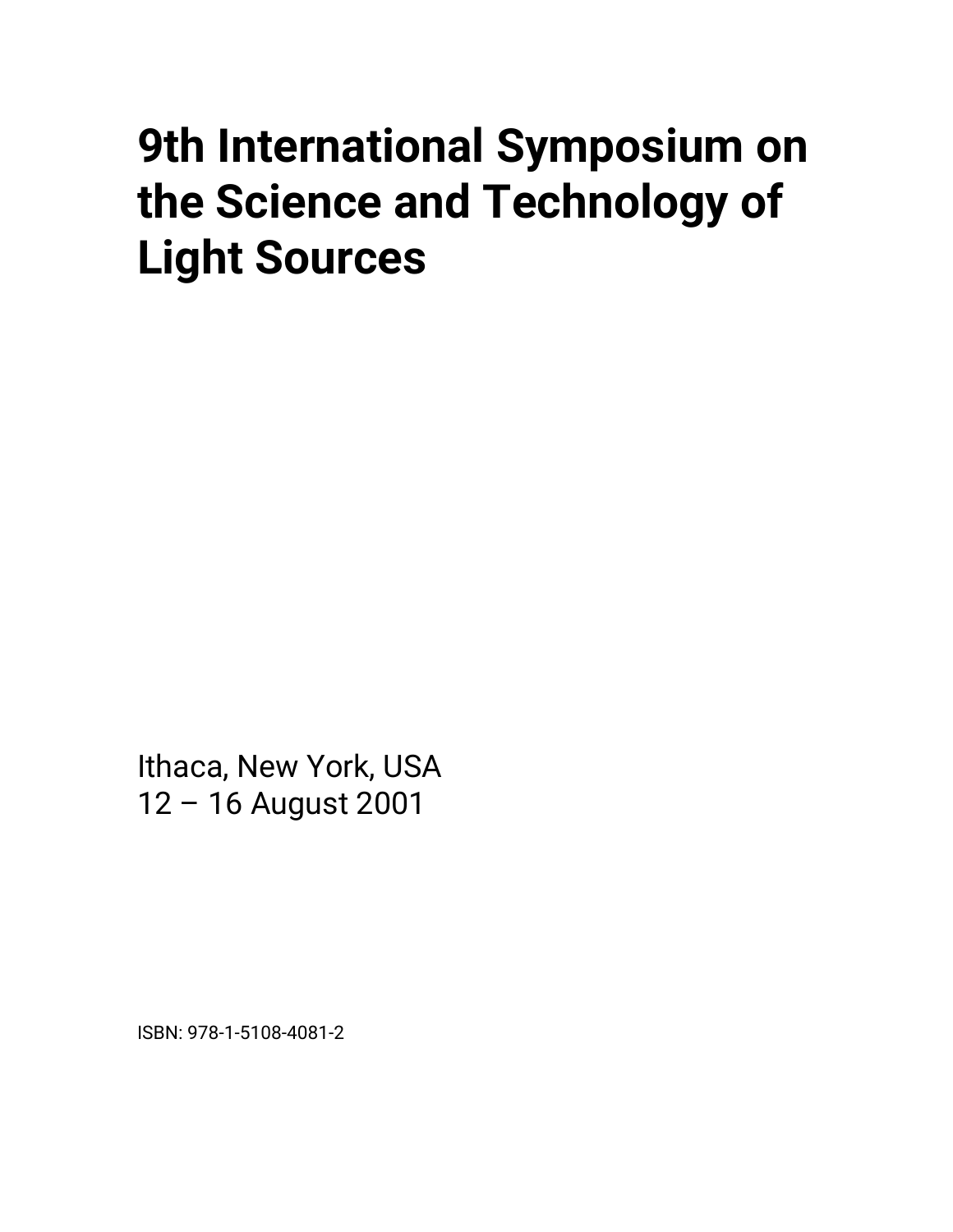# 9th International Symposium on the Science and Technology of Light Sources

Ithaca, New York, USA
12 – 16 August 2001

ISBN: 978-1-5108-4081-2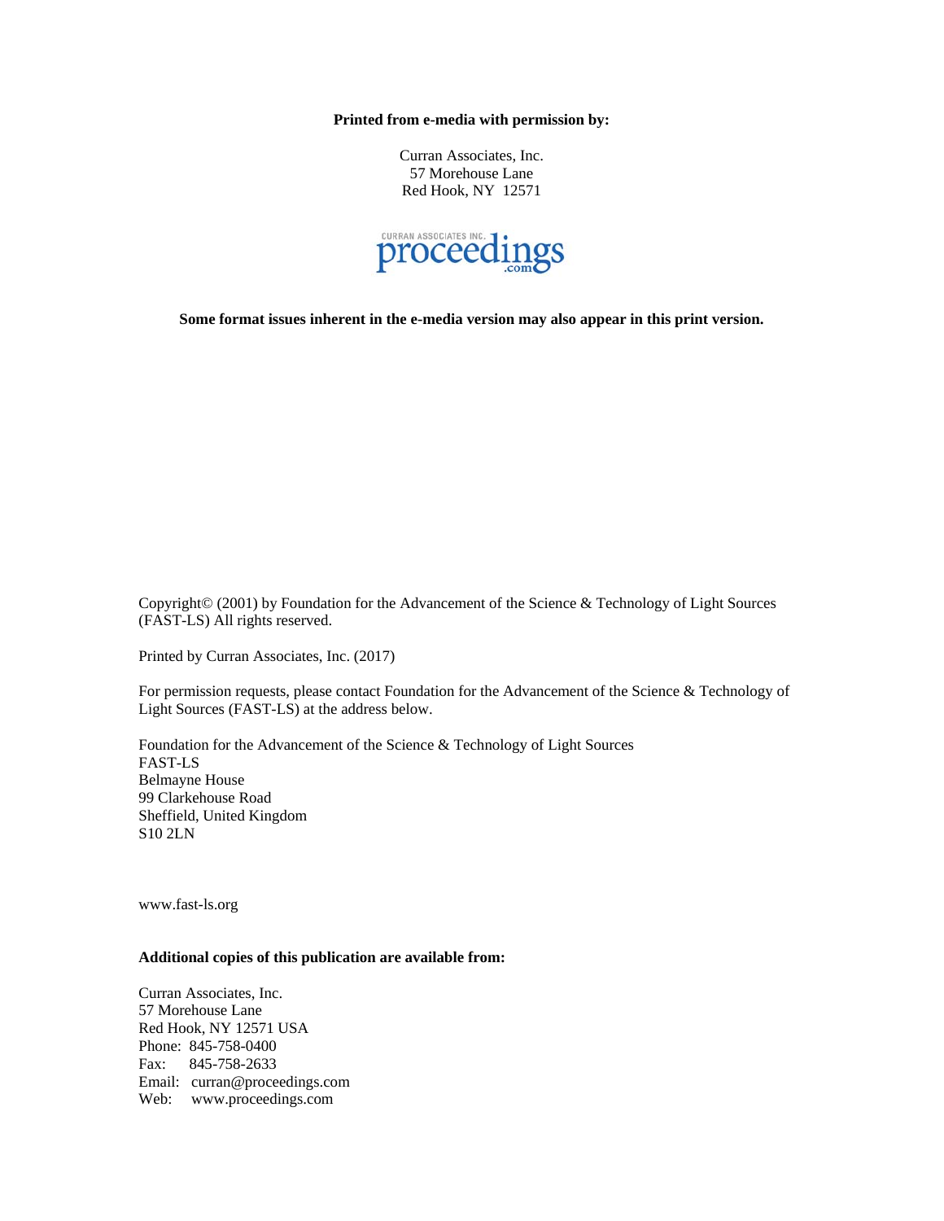**Printed from e-media with permission by:**

Curran Associates, Inc.
57 Morehouse Lane
Red Hook, NY 12571

CURRAN ASSOCIATES INC. proceedings .com

**Some format issues inherent in the e-media version may also appear in this print version.**

Copyright© (2001) by Foundation for the Advancement of the Science & Technology of Light Sources (FAST-LS) All rights reserved.

Printed by Curran Associates, Inc. (2017)

For permission requests, please contact Foundation for the Advancement of the Science & Technology of Light Sources (FAST-LS) at the address below.

Foundation for the Advancement of the Science & Technology of Light Sources
FAST-LS
Belmayne House
99 Clarkehouse Road
Sheffield, United Kingdom
S10 2LN

www.fast-ls.org

**Additional copies of this publication are available from:**

Curran Associates, Inc.
57 Morehouse Lane
Red Hook, NY 12571 USA
Phone: 845-758-0400
Fax: 845-758-2633
Email: curran@proceedings.com
Web: www.proceedings.com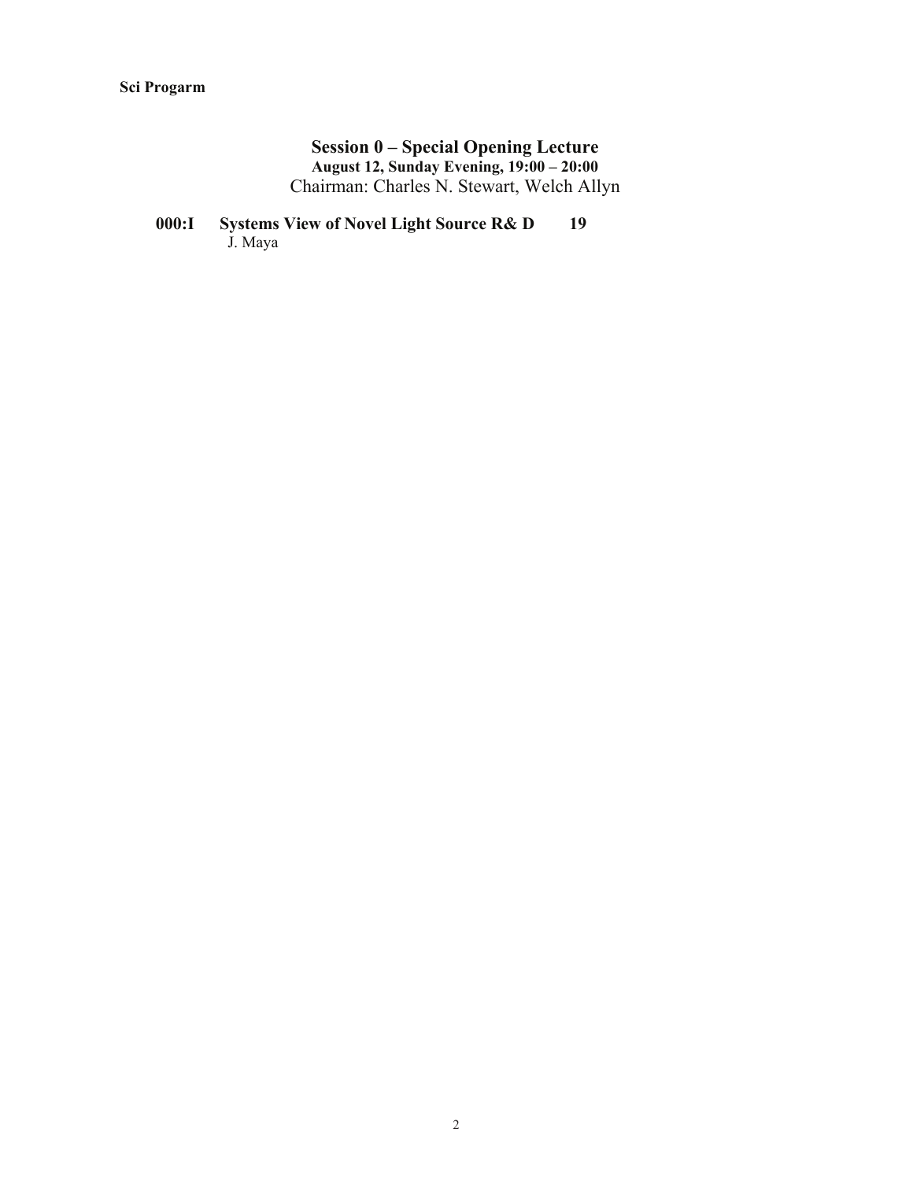**Sci Progarm**

## Session 0 – Special Opening Lecture

**August 12, Sunday Evening, 19:00 – 20:00**

Chairman: Charles N. Stewart, Welch Allyn

**000:I Systems View of Novel Light Source R& D 19**

J. Maya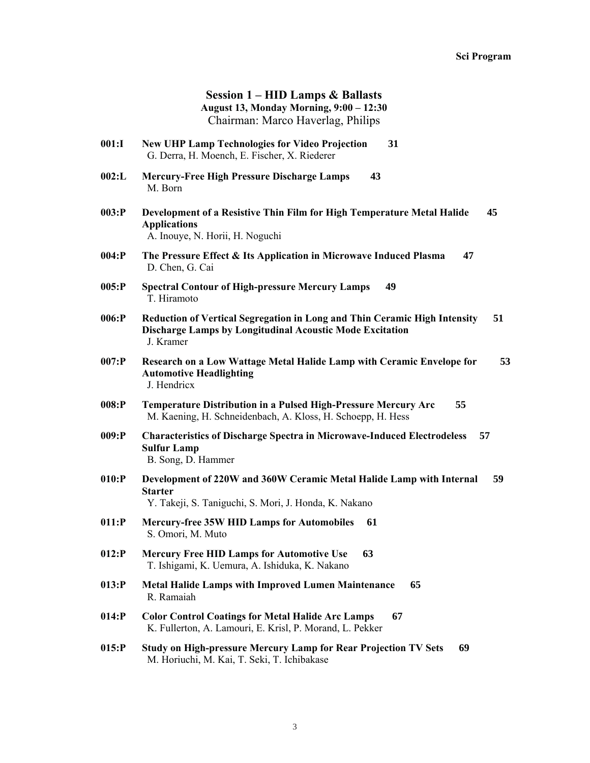## Session 1 – HID Lamps & Ballasts

**August 13, Monday Morning, 9:00 – 12:30**

Chairman: Marco Haverlag, Philips

**001:I** **New UHP Lamp Technologies for Video Projection** **31**
G. Derra, H. Moench, E. Fischer, X. Riederer

**002:L** **Mercury-Free High Pressure Discharge Lamps** **43**
M. Born

**003:P** **Development of a Resistive Thin Film for High Temperature Metal Halide Applications** **45**
A. Inouye, N. Horii, H. Noguchi

**004:P** **The Pressure Effect & Its Application in Microwave Induced Plasma** **47**
D. Chen, G. Cai

**005:P** **Spectral Contour of High-pressure Mercury Lamps** **49**
T. Hiramoto

**006:P** **Reduction of Vertical Segregation in Long and Thin Ceramic High Intensity Discharge Lamps by Longitudinal Acoustic Mode Excitation** **51**
J. Kramer

**007:P** **Research on a Low Wattage Metal Halide Lamp with Ceramic Envelope for Automotive Headlighting** **53**
J. Hendricx

**008:P** **Temperature Distribution in a Pulsed High-Pressure Mercury Arc** **55**
M. Kaening, H. Schneidenbach, A. Kloss, H. Schoepp, H. Hess

**009:P** **Characteristics of Discharge Spectra in Microwave-Induced Electrodeless Sulfur Lamp** **57**
B. Song, D. Hammer

**010:P** **Development of 220W and 360W Ceramic Metal Halide Lamp with Internal Starter** **59**
Y. Takeji, S. Taniguchi, S. Mori, J. Honda, K. Nakano

**011:P** **Mercury-free 35W HID Lamps for Automobiles** **61**
S. Omori, M. Muto

**012:P** **Mercury Free HID Lamps for Automotive Use** **63**
T. Ishigami, K. Uemura, A. Ishiduka, K. Nakano

**013:P** **Metal Halide Lamps with Improved Lumen Maintenance** **65**
R. Ramaiah

**014:P** **Color Control Coatings for Metal Halide Arc Lamps** **67**
K. Fullerton, A. Lamouri, E. Krisl, P. Morand, L. Pekker

**015:P** **Study on High-pressure Mercury Lamp for Rear Projection TV Sets** **69**
M. Horiuchi, M. Kai, T. Seki, T. Ichibakase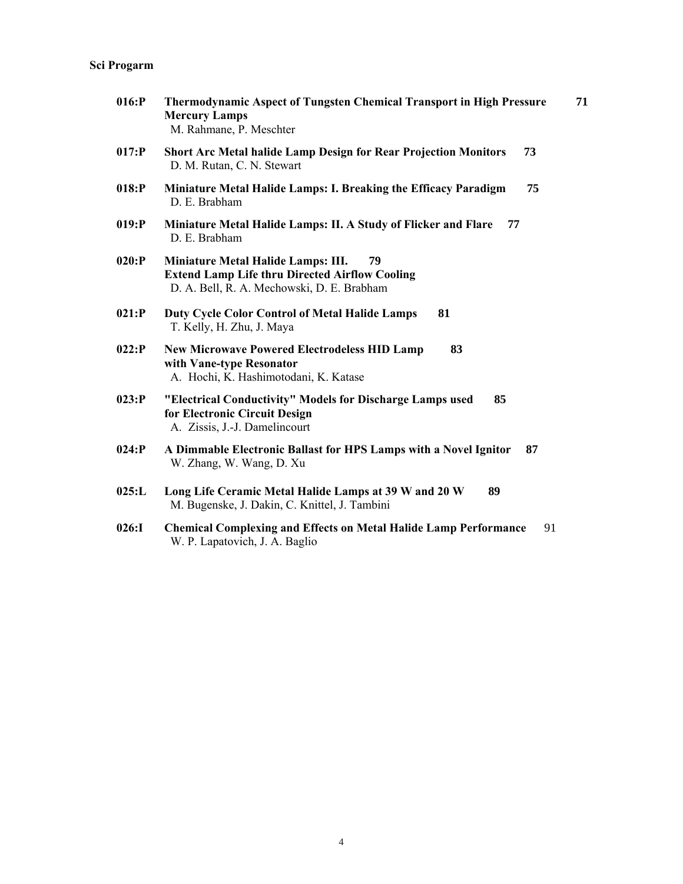**Sci Progarm**

**016:P** **Thermodynamic Aspect of Tungsten Chemical Transport in High Pressure Mercury Lamps** **71**
M. Rahmane, P. Meschter

**017:P** **Short Arc Metal halide Lamp Design for Rear Projection Monitors** **73**
D. M. Rutan, C. N. Stewart

**018:P** **Miniature Metal Halide Lamps: I. Breaking the Efficacy Paradigm** **75**
D. E. Brabham

**019:P** **Miniature Metal Halide Lamps: II. A Study of Flicker and Flare** **77**
D. E. Brabham

**020:P** **Miniature Metal Halide Lamps: III.** **79**
**Extend Lamp Life thru Directed Airflow Cooling**
D. A. Bell, R. A. Mechowski, D. E. Brabham

**021:P** **Duty Cycle Color Control of Metal Halide Lamps** **81**
T. Kelly, H. Zhu, J. Maya

**022:P** **New Microwave Powered Electrodeless HID Lamp** **83**
**with Vane-type Resonator**
A. Hochi, K. Hashimotodani, K. Katase

**023:P** **"Electrical Conductivity" Models for Discharge Lamps used** **85**
**for Electronic Circuit Design**
A. Zissis, J.-J. Damelincourt

**024:P** **A Dimmable Electronic Ballast for HPS Lamps with a Novel Ignitor** **87**
W. Zhang, W. Wang, D. Xu

**025:L** **Long Life Ceramic Metal Halide Lamps at 39 W and 20 W** **89**
M. Bugenske, J. Dakin, C. Knittel, J. Tambini

**026:I** **Chemical Complexing and Effects on Metal Halide Lamp Performance** 91
W. P. Lapatovich, J. A. Baglio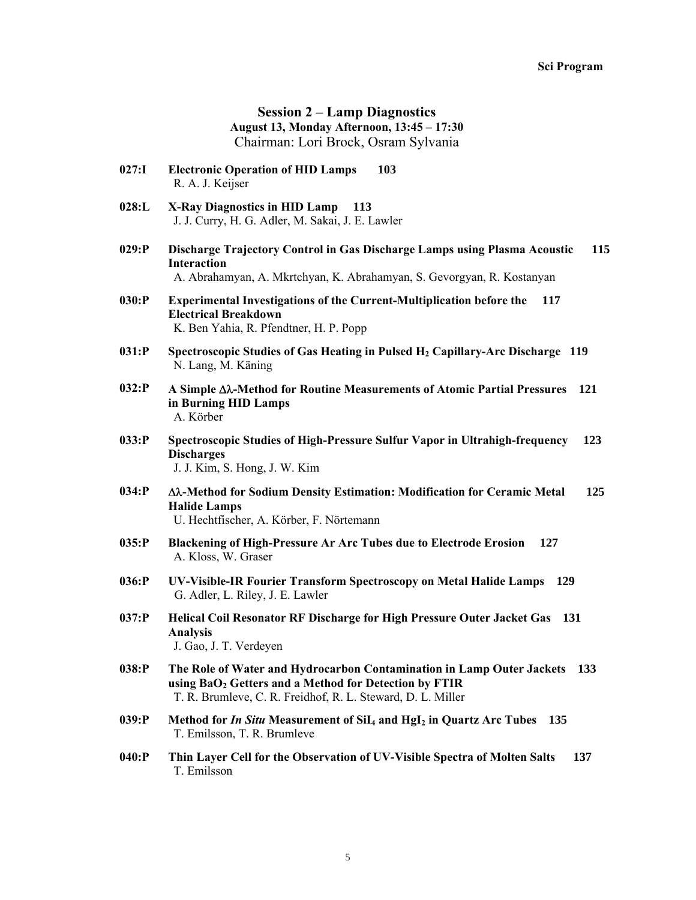## Session 2 – Lamp Diagnostics

**August 13, Monday Afternoon, 13:45 – 17:30**

Chairman: Lori Brock, Osram Sylvania

**027:I** **Electronic Operation of HID Lamps** **103**
R. A. J. Keijser

**028:L** **X-Ray Diagnostics in HID Lamp** **113**
J. J. Curry, H. G. Adler, M. Sakai, J. E. Lawler

**029:P** **Discharge Trajectory Control in Gas Discharge Lamps using Plasma Acoustic Interaction** **115**
A. Abrahamyan, A. Mkrtchyan, K. Abrahamyan, S. Gevorgyan, R. Kostanyan

**030:P** **Experimental Investigations of the Current-Multiplication before the Electrical Breakdown** **117**
K. Ben Yahia, R. Pfendtner, H. P. Popp

**031:P** **Spectroscopic Studies of Gas Heating in Pulsed $H_2$ Capillary-Arc Discharge** **119**
N. Lang, M. Käning

**032:P** **A Simple $\Delta\lambda$-Method for Routine Measurements of Atomic Partial Pressures in Burning HID Lamps** **121**
A. Körber

**033:P** **Spectroscopic Studies of High-Pressure Sulfur Vapor in Ultrahigh-frequency Discharges** **123**
J. J. Kim, S. Hong, J. W. Kim

**034:P** **$\Delta\lambda$-Method for Sodium Density Estimation: Modification for Ceramic Metal Halide Lamps** **125**
U. Hechtfischer, A. Körber, F. Nörtemann

**035:P** **Blackening of High-Pressure Ar Arc Tubes due to Electrode Erosion** **127**
A. Kloss, W. Graser

**036:P** **UV-Visible-IR Fourier Transform Spectroscopy on Metal Halide Lamps** **129**
G. Adler, L. Riley, J. E. Lawler

**037:P** **Helical Coil Resonator RF Discharge for High Pressure Outer Jacket Gas Analysis** **131**
J. Gao, J. T. Verdeyen

**038:P** **The Role of Water and Hydrocarbon Contamination in Lamp Outer Jackets using $BaO_2$ Getters and a Method for Detection by FTIR** **133**
T. R. Brumleve, C. R. Freidhof, R. L. Steward, D. L. Miller

**039:P** **Method for *In Situ* Measurement of $SiI_4$ and $HgI_2$ in Quartz Arc Tubes** **135**
T. Emilsson, T. R. Brumleve

**040:P** **Thin Layer Cell for the Observation of UV-Visible Spectra of Molten Salts** **137**
T. Emilsson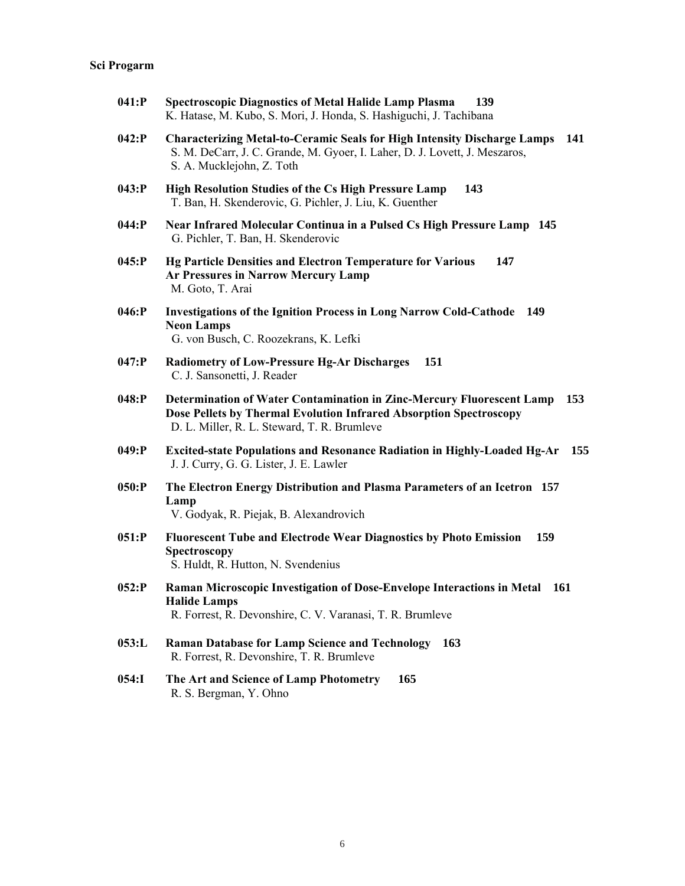**Sci Progarm**

**041:P** **Spectroscopic Diagnostics of Metal Halide Lamp Plasma 139**
K. Hatase, M. Kubo, S. Mori, J. Honda, S. Hashiguchi, J. Tachibana

**042:P** **Characterizing Metal-to-Ceramic Seals for High Intensity Discharge Lamps 141**
S. M. DeCarr, J. C. Grande, M. Gyoer, I. Laher, D. J. Lovett, J. Meszaros, S. A. Mucklejohn, Z. Toth

**043:P** **High Resolution Studies of the Cs High Pressure Lamp 143**
T. Ban, H. Skenderovic, G. Pichler, J. Liu, K. Guenther

**044:P** **Near Infrared Molecular Continua in a Pulsed Cs High Pressure Lamp 145**
G. Pichler, T. Ban, H. Skenderovic

**045:P** **Hg Particle Densities and Electron Temperature for Various Ar Pressures in Narrow Mercury Lamp 147**
M. Goto, T. Arai

**046:P** **Investigations of the Ignition Process in Long Narrow Cold-Cathode Neon Lamps 149**
G. von Busch, C. Roozekrans, K. Lefki

**047:P** **Radiometry of Low-Pressure Hg-Ar Discharges 151**
C. J. Sansonetti, J. Reader

**048:P** **Determination of Water Contamination in Zinc-Mercury Fluorescent Lamp Dose Pellets by Thermal Evolution Infrared Absorption Spectroscopy 153**
D. L. Miller, R. L. Steward, T. R. Brumleve

**049:P** **Excited-state Populations and Resonance Radiation in Highly-Loaded Hg-Ar 155**
J. J. Curry, G. G. Lister, J. E. Lawler

**050:P** **The Electron Energy Distribution and Plasma Parameters of an Icetron Lamp 157**
V. Godyak, R. Piejak, B. Alexandrovich

**051:P** **Fluorescent Tube and Electrode Wear Diagnostics by Photo Emission Spectroscopy 159**
S. Huldt, R. Hutton, N. Svendenius

**052:P** **Raman Microscopic Investigation of Dose-Envelope Interactions in Metal Halide Lamps 161**
R. Forrest, R. Devonshire, C. V. Varanasi, T. R. Brumleve

**053:L** **Raman Database for Lamp Science and Technology 163**
R. Forrest, R. Devonshire, T. R. Brumleve

**054:I** **The Art and Science of Lamp Photometry 165**
R. S. Bergman, Y. Ohno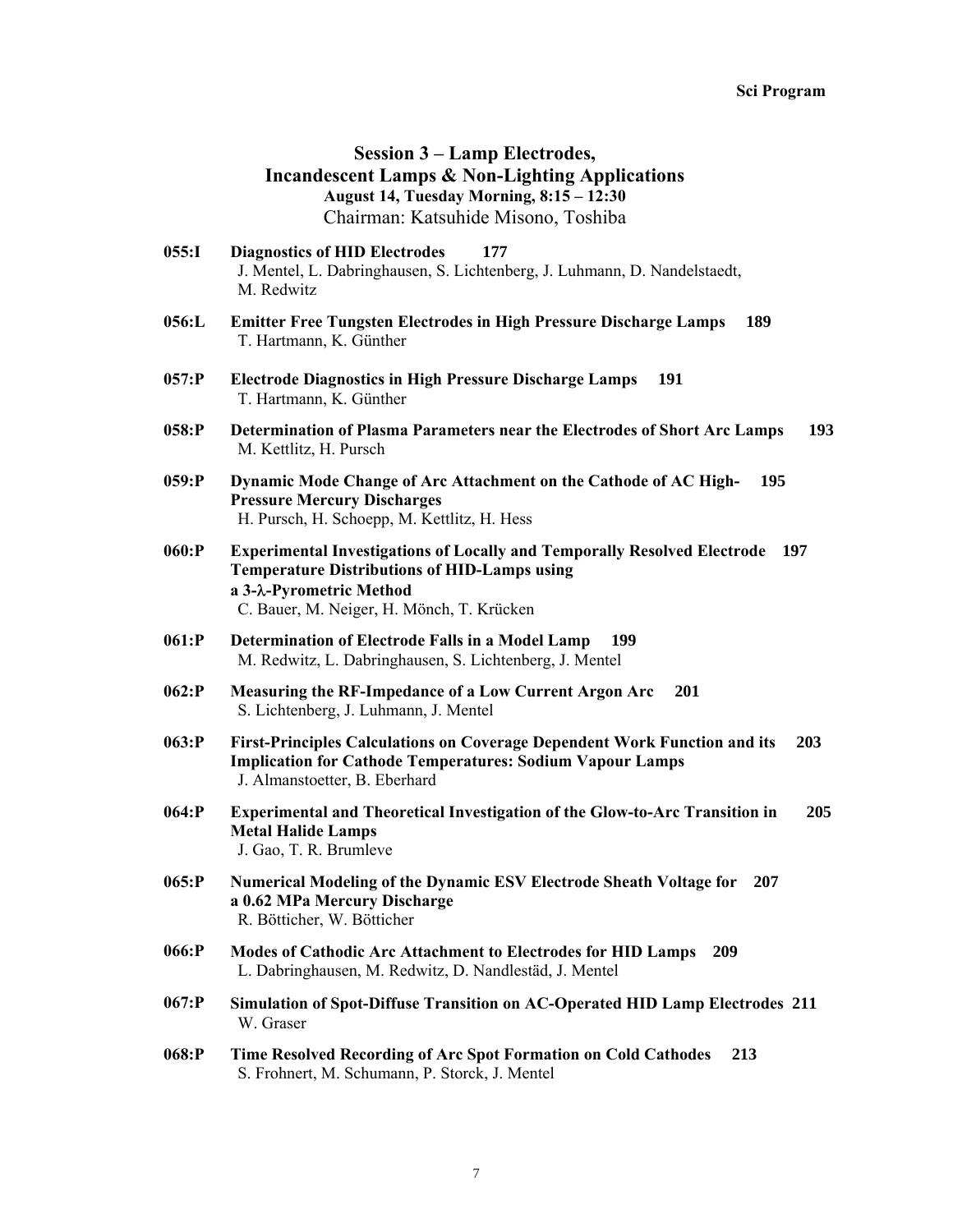## Session 3 – Lamp Electrodes, Incandescent Lamps & Non-Lighting Applications

**August 14, Tuesday Morning, 8:15 – 12:30**

Chairman: Katsuhide Misono, Toshiba

**055:I** **Diagnostics of HID Electrodes** **177**
J. Mentel, L. Dabringhausen, S. Lichtenberg, J. Luhmann, D. Nandelstaedt, M. Redwitz

**056:L** **Emitter Free Tungsten Electrodes in High Pressure Discharge Lamps** **189**
T. Hartmann, K. Günther

**057:P** **Electrode Diagnostics in High Pressure Discharge Lamps** **191**
T. Hartmann, K. Günther

**058:P** **Determination of Plasma Parameters near the Electrodes of Short Arc Lamps** **193**
M. Kettlitz, H. Pursch

**059:P** **Dynamic Mode Change of Arc Attachment on the Cathode of AC High-Pressure Mercury Discharges** **195**
H. Pursch, H. Schoepp, M. Kettlitz, H. Hess

**060:P** **Experimental Investigations of Locally and Temporally Resolved Electrode Temperature Distributions of HID-Lamps using a 3-λ-Pyrometric Method** **197**
C. Bauer, M. Neiger, H. Mönch, T. Krücken

**061:P** **Determination of Electrode Falls in a Model Lamp** **199**
M. Redwitz, L. Dabringhausen, S. Lichtenberg, J. Mentel

**062:P** **Measuring the RF-Impedance of a Low Current Argon Arc** **201**
S. Lichtenberg, J. Luhmann, J. Mentel

**063:P** **First-Principles Calculations on Coverage Dependent Work Function and its Implication for Cathode Temperatures: Sodium Vapour Lamps** **203**
J. Almanstoetter, B. Eberhard

**064:P** **Experimental and Theoretical Investigation of the Glow-to-Arc Transition in Metal Halide Lamps** **205**
J. Gao, T. R. Brumleve

**065:P** **Numerical Modeling of the Dynamic ESV Electrode Sheath Voltage for a 0.62 MPa Mercury Discharge** **207**
R. Bötticher, W. Bötticher

**066:P** **Modes of Cathodic Arc Attachment to Electrodes for HID Lamps** **209**
L. Dabringhausen, M. Redwitz, D. Nandlestäd, J. Mentel

**067:P** **Simulation of Spot-Diffuse Transition on AC-Operated HID Lamp Electrodes** **211**
W. Graser

**068:P** **Time Resolved Recording of Arc Spot Formation on Cold Cathodes** **213**
S. Frohnert, M. Schumann, P. Storck, J. Mentel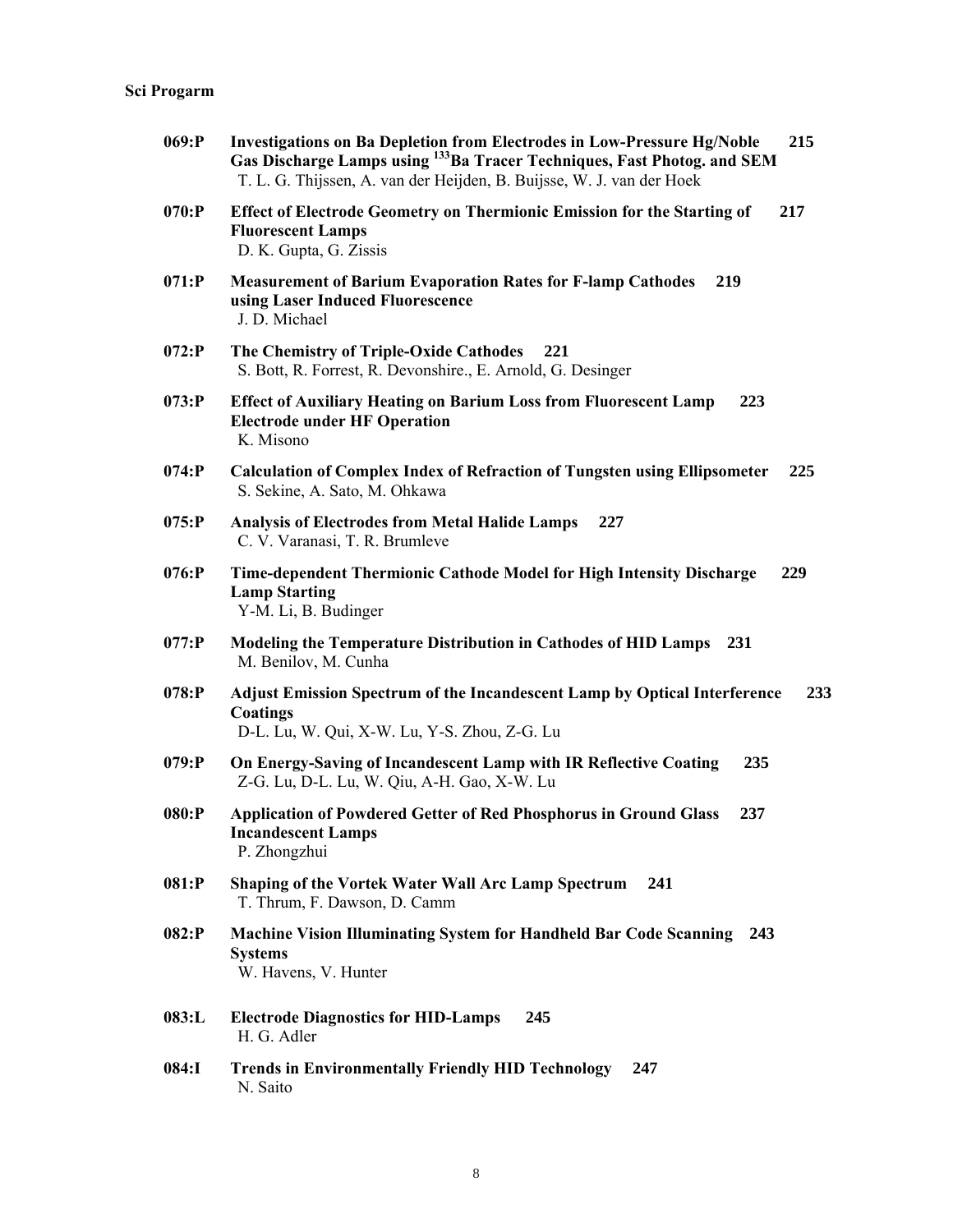**Sci Progarm**

**069:P** **Investigations on Ba Depletion from Electrodes in Low-Pressure Hg/Noble Gas Discharge Lamps using $^{133}$Ba Tracer Techniques, Fast Photog. and SEM** **215**
T. L. G. Thijssen, A. van der Heijden, B. Buijsse, W. J. van der Hoek

**070:P** **Effect of Electrode Geometry on Thermionic Emission for the Starting of Fluorescent Lamps** **217**
D. K. Gupta, G. Zissis

**071:P** **Measurement of Barium Evaporation Rates for F-lamp Cathodes using Laser Induced Fluorescence** **219**
J. D. Michael

**072:P** **The Chemistry of Triple-Oxide Cathodes** **221**
S. Bott, R. Forrest, R. Devonshire., E. Arnold, G. Desinger

**073:P** **Effect of Auxiliary Heating on Barium Loss from Fluorescent Lamp Electrode under HF Operation** **223**
K. Misono

**074:P** **Calculation of Complex Index of Refraction of Tungsten using Ellipsometer** **225**
S. Sekine, A. Sato, M. Ohkawa

**075:P** **Analysis of Electrodes from Metal Halide Lamps** **227**
C. V. Varanasi, T. R. Brumleve

**076:P** **Time-dependent Thermionic Cathode Model for High Intensity Discharge Lamp Starting** **229**
Y-M. Li, B. Budinger

**077:P** **Modeling the Temperature Distribution in Cathodes of HID Lamps** **231**
M. Benilov, M. Cunha

**078:P** **Adjust Emission Spectrum of the Incandescent Lamp by Optical Interference Coatings** **233**
D-L. Lu, W. Qui, X-W. Lu, Y-S. Zhou, Z-G. Lu

**079:P** **On Energy-Saving of Incandescent Lamp with IR Reflective Coating** **235**
Z-G. Lu, D-L. Lu, W. Qiu, A-H. Gao, X-W. Lu

**080:P** **Application of Powdered Getter of Red Phosphorus in Ground Glass Incandescent Lamps** **237**
P. Zhongzhui

**081:P** **Shaping of the Vortek Water Wall Arc Lamp Spectrum** **241**
T. Thrum, F. Dawson, D. Camm

**082:P** **Machine Vision Illuminating System for Handheld Bar Code Scanning Systems** **243**
W. Havens, V. Hunter

**083:L** **Electrode Diagnostics for HID-Lamps** **245**
H. G. Adler

**084:I** **Trends in Environmentally Friendly HID Technology** **247**
N. Saito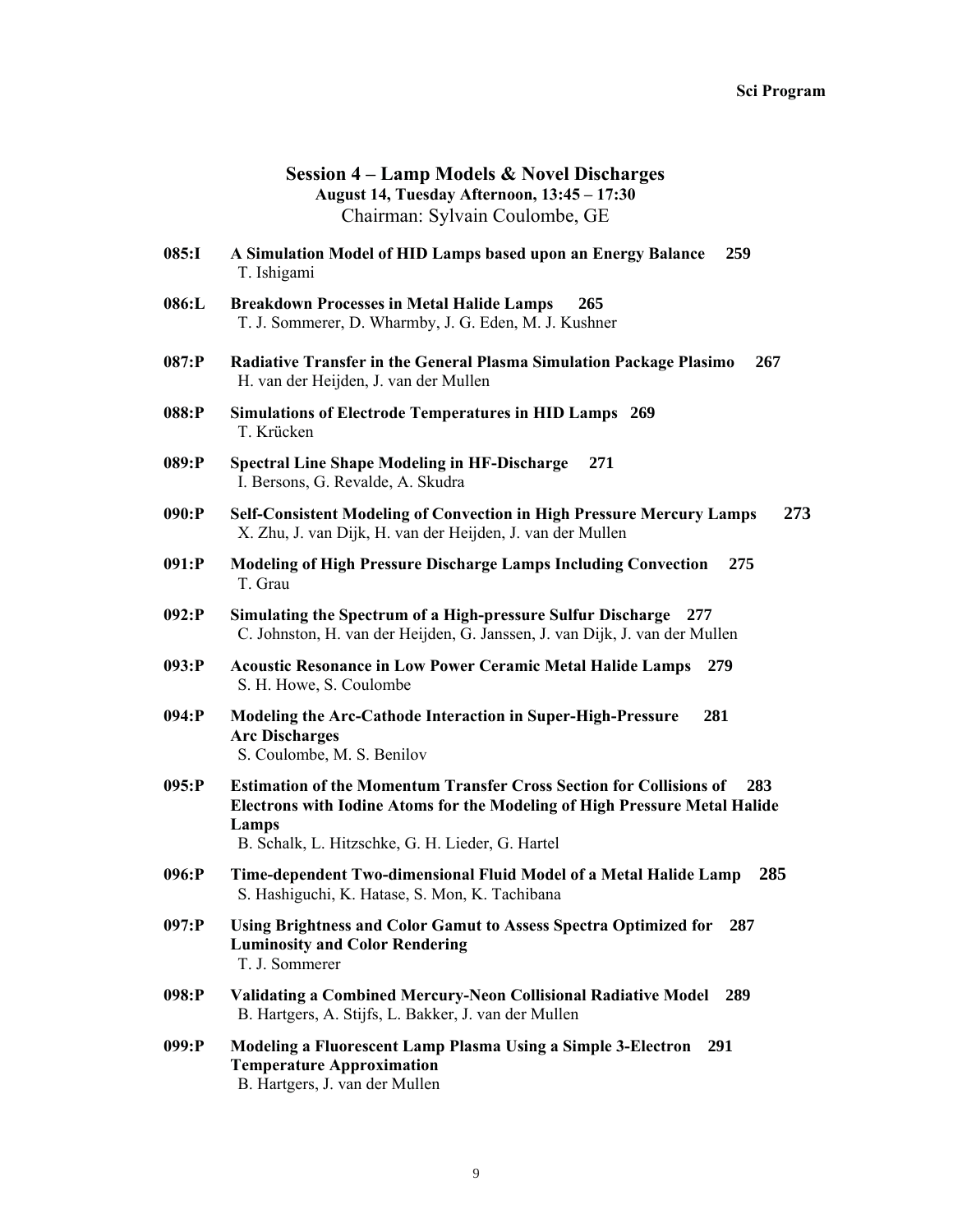## Session 4 – Lamp Models & Novel Discharges

**August 14, Tuesday Afternoon, 13:45 – 17:30**

Chairman: Sylvain Coulombe, GE

**085:I** **A Simulation Model of HID Lamps based upon an Energy Balance** **259**
T. Ishigami

**086:L** **Breakdown Processes in Metal Halide Lamps** **265**
T. J. Sommerer, D. Wharmby, J. G. Eden, M. J. Kushner

**087:P** **Radiative Transfer in the General Plasma Simulation Package Plasimo** **267**
H. van der Heijden, J. van der Mullen

**088:P** **Simulations of Electrode Temperatures in HID Lamps** **269**
T. Krücken

**089:P** **Spectral Line Shape Modeling in HF-Discharge** **271**
I. Bersons, G. Revalde, A. Skudra

**090:P** **Self-Consistent Modeling of Convection in High Pressure Mercury Lamps** **273**
X. Zhu, J. van Dijk, H. van der Heijden, J. van der Mullen

**091:P** **Modeling of High Pressure Discharge Lamps Including Convection** **275**
T. Grau

**092:P** **Simulating the Spectrum of a High-pressure Sulfur Discharge** **277**
C. Johnston, H. van der Heijden, G. Janssen, J. van Dijk, J. van der Mullen

**093:P** **Acoustic Resonance in Low Power Ceramic Metal Halide Lamps** **279**
S. H. Howe, S. Coulombe

**094:P** **Modeling the Arc-Cathode Interaction in Super-High-Pressure Arc Discharges** **281**
S. Coulombe, M. S. Benilov

**095:P** **Estimation of the Momentum Transfer Cross Section for Collisions of Electrons with Iodine Atoms for the Modeling of High Pressure Metal Halide Lamps** **283**
B. Schalk, L. Hitzschke, G. H. Lieder, G. Hartel

**096:P** **Time-dependent Two-dimensional Fluid Model of a Metal Halide Lamp** **285**
S. Hashiguchi, K. Hatase, S. Mon, K. Tachibana

**097:P** **Using Brightness and Color Gamut to Assess Spectra Optimized for Luminosity and Color Rendering** **287**
T. J. Sommerer

**098:P** **Validating a Combined Mercury-Neon Collisional Radiative Model** **289**
B. Hartgers, A. Stijfs, L. Bakker, J. van der Mullen

**099:P** **Modeling a Fluorescent Lamp Plasma Using a Simple 3-Electron Temperature Approximation** **291**
B. Hartgers, J. van der Mullen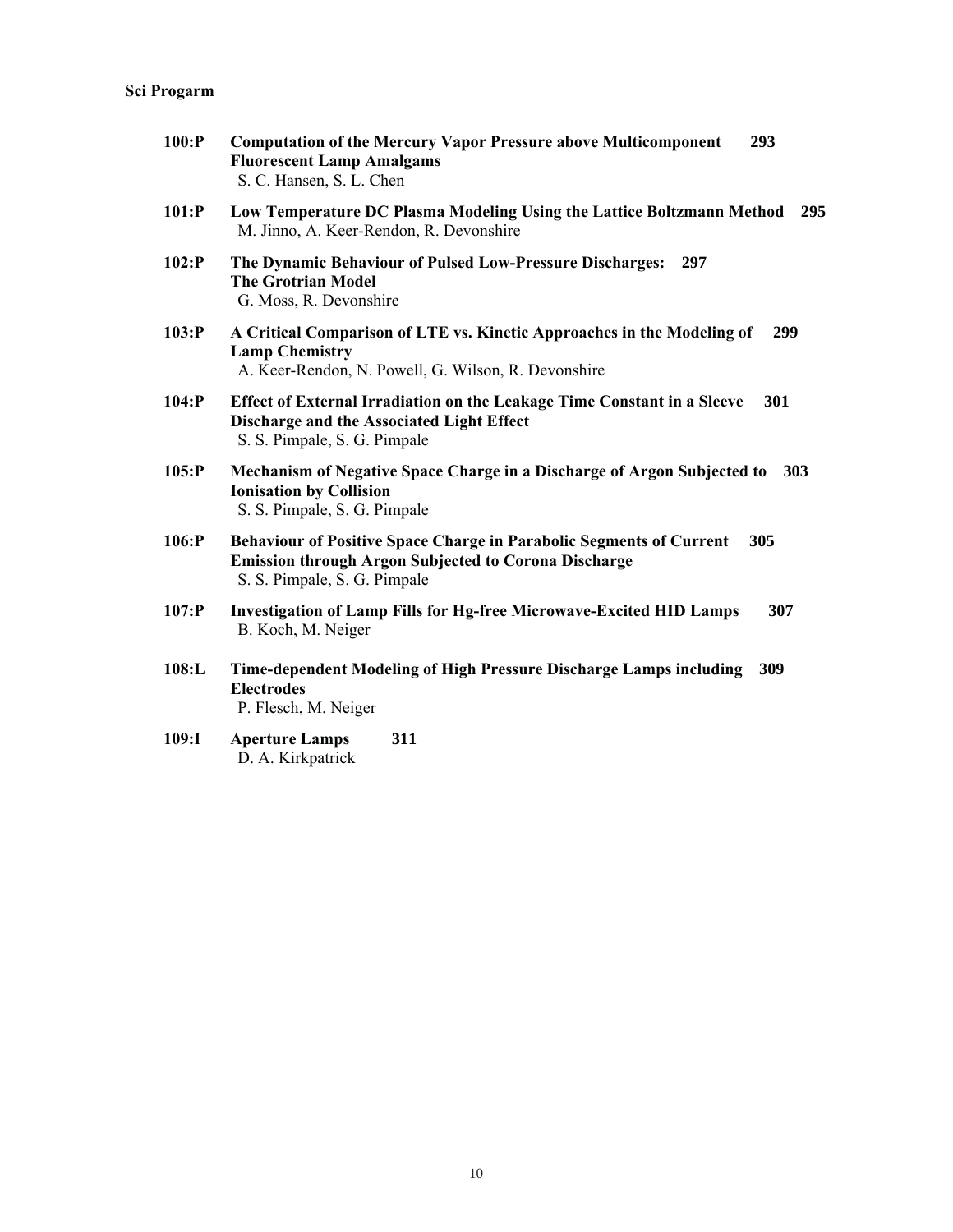**Sci Progarm**

**100:P** **Computation of the Mercury Vapor Pressure above Multicomponent Fluorescent Lamp Amalgams** **293**
S. C. Hansen, S. L. Chen

**101:P** **Low Temperature DC Plasma Modeling Using the Lattice Boltzmann Method** **295**
M. Jinno, A. Keer-Rendon, R. Devonshire

**102:P** **The Dynamic Behaviour of Pulsed Low-Pressure Discharges: The Grotrian Model** **297**
G. Moss, R. Devonshire

**103:P** **A Critical Comparison of LTE vs. Kinetic Approaches in the Modeling of Lamp Chemistry** **299**
A. Keer-Rendon, N. Powell, G. Wilson, R. Devonshire

**104:P** **Effect of External Irradiation on the Leakage Time Constant in a Sleeve Discharge and the Associated Light Effect** **301**
S. S. Pimpale, S. G. Pimpale

**105:P** **Mechanism of Negative Space Charge in a Discharge of Argon Subjected to Ionisation by Collision** **303**
S. S. Pimpale, S. G. Pimpale

**106:P** **Behaviour of Positive Space Charge in Parabolic Segments of Current Emission through Argon Subjected to Corona Discharge** **305**
S. S. Pimpale, S. G. Pimpale

**107:P** **Investigation of Lamp Fills for Hg-free Microwave-Excited HID Lamps** **307**
B. Koch, M. Neiger

**108:L** **Time-dependent Modeling of High Pressure Discharge Lamps including Electrodes** **309**
P. Flesch, M. Neiger

**109:I** **Aperture Lamps** **311**
D. A. Kirkpatrick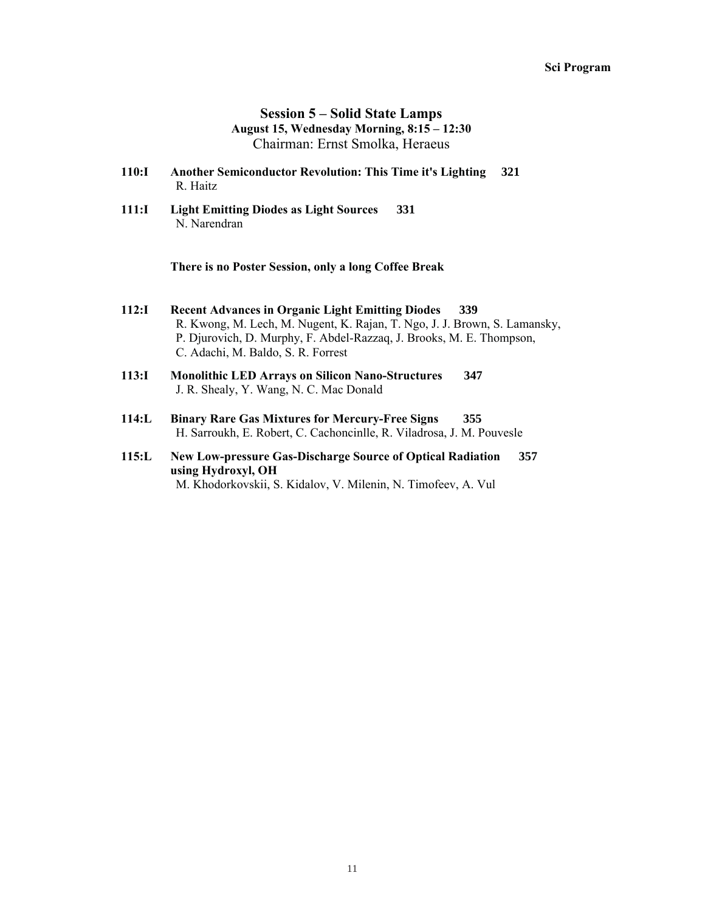## Session 5 – Solid State Lamps

**August 15, Wednesday Morning, 8:15 – 12:30**

Chairman: Ernst Smolka, Heraeus

**110:I Another Semiconductor Revolution: This Time it's Lighting 321**
R. Haitz

**111:I Light Emitting Diodes as Light Sources 331**
N. Narendran

**There is no Poster Session, only a long Coffee Break**

**112:I Recent Advances in Organic Light Emitting Diodes 339**
R. Kwong, M. Lech, M. Nugent, K. Rajan, T. Ngo, J. J. Brown, S. Lamansky, P. Djurovich, D. Murphy, F. Abdel-Razzaq, J. Brooks, M. E. Thompson, C. Adachi, M. Baldo, S. R. Forrest

**113:I Monolithic LED Arrays on Silicon Nano-Structures 347**
J. R. Shealy, Y. Wang, N. C. Mac Donald

**114:L Binary Rare Gas Mixtures for Mercury-Free Signs 355**
H. Sarroukh, E. Robert, C. Cachoncinlle, R. Viladrosa, J. M. Pouvesle

**115:L New Low-pressure Gas-Discharge Source of Optical Radiation using Hydroxyl, OH 357**
M. Khodorkovskii, S. Kidalov, V. Milenin, N. Timofeev, A. Vul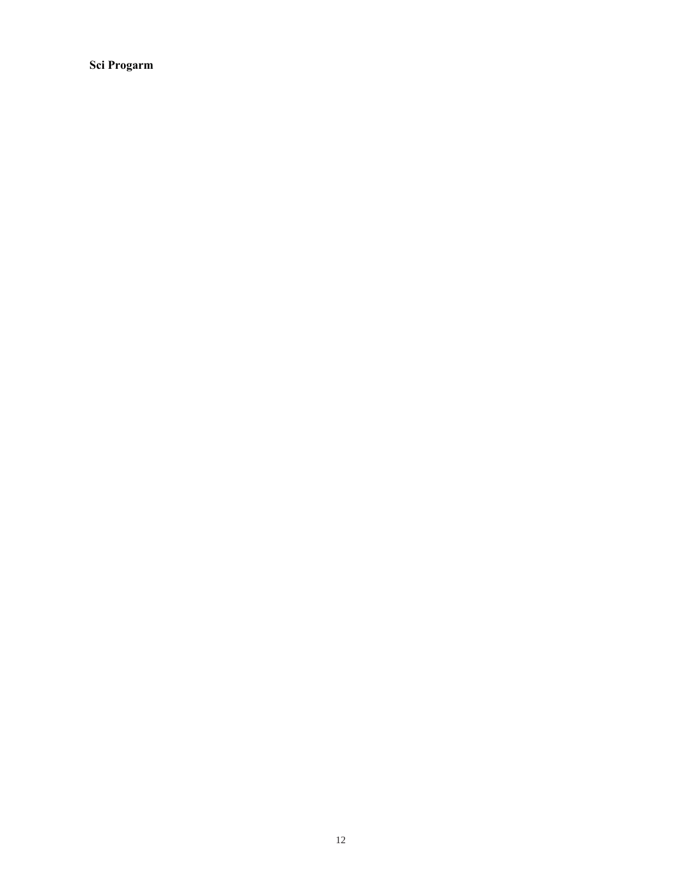**Sci Progarm**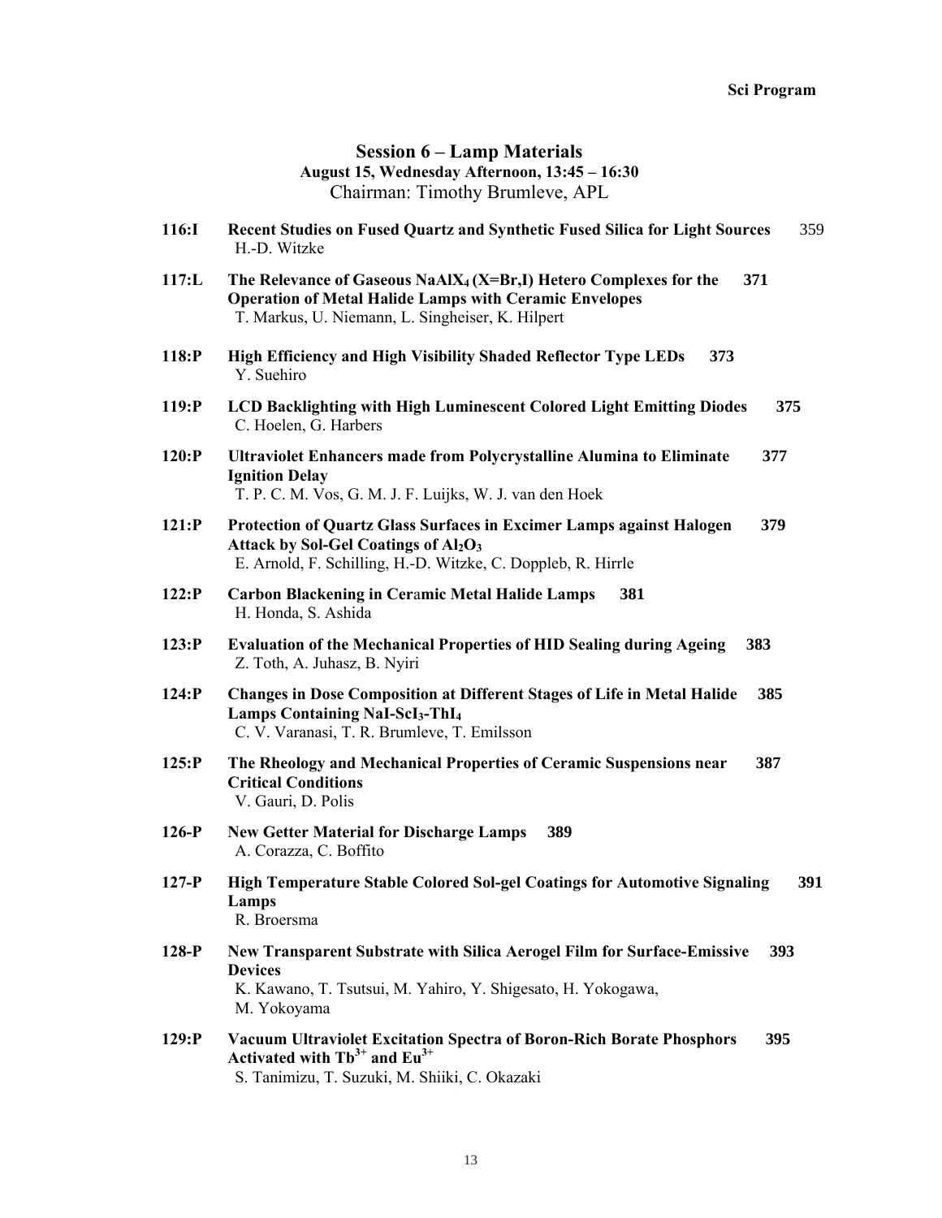## Session 6 – Lamp Materials

**August 15, Wednesday Afternoon, 13:45 – 16:30**

Chairman: Timothy Brumleve, APL

**116:I** **Recent Studies on Fused Quartz and Synthetic Fused Silica for Light Sources** 359
H.-D. Witzke

**117:L** **The Relevance of Gaseous $NaAlX_4$ (X=Br,I) Hetero Complexes for the Operation of Metal Halide Lamps with Ceramic Envelopes** **371**
T. Markus, U. Niemann, L. Singheiser, K. Hilpert

**118:P** **High Efficiency and High Visibility Shaded Reflector Type LEDs** **373**
Y. Suehiro

**119:P** **LCD Backlighting with High Luminescent Colored Light Emitting Diodes** **375**
C. Hoelen, G. Harbers

**120:P** **Ultraviolet Enhancers made from Polycrystalline Alumina to Eliminate Ignition Delay** **377**
T. P. C. M. Vos, G. M. J. F. Luijks, W. J. van den Hoek

**121:P** **Protection of Quartz Glass Surfaces in Excimer Lamps against Halogen Attack by Sol-Gel Coatings of $Al_2O_3$** **379**
E. Arnold, F. Schilling, H.-D. Witzke, C. Doppleb, R. Hirrle

**122:P** **Carbon Blackening in Ceramic Metal Halide Lamps** **381**
H. Honda, S. Ashida

**123:P** **Evaluation of the Mechanical Properties of HID Sealing during Ageing** **383**
Z. Toth, A. Juhasz, B. Nyiri

**124:P** **Changes in Dose Composition at Different Stages of Life in Metal Halide Lamps Containing NaI-$ScI_3$-$ThI_4$** **385**
C. V. Varanasi, T. R. Brumleve, T. Emilsson

**125:P** **The Rheology and Mechanical Properties of Ceramic Suspensions near Critical Conditions** **387**
V. Gauri, D. Polis

**126-P** **New Getter Material for Discharge Lamps** **389**
A. Corazza, C. Boffito

**127-P** **High Temperature Stable Colored Sol-gel Coatings for Automotive Signaling Lamps** **391**
R. Broersma

**128-P** **New Transparent Substrate with Silica Aerogel Film for Surface-Emissive Devices** **393**
K. Kawano, T. Tsutsui, M. Yahiro, Y. Shigesato, H. Yokogawa, M. Yokoyama

**129:P** **Vacuum Ultraviolet Excitation Spectra of Boron-Rich Borate Phosphors Activated with $Tb^{3+}$ and $Eu^{3+}$** **395**
S. Tanimizu, T. Suzuki, M. Shiiki, C. Okazaki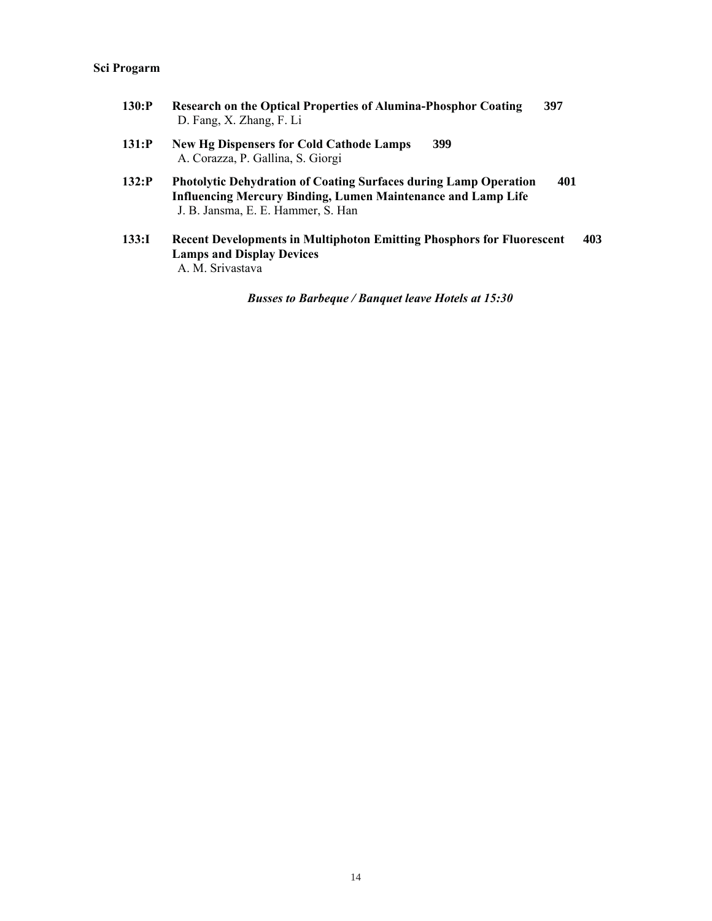**Sci Progarm**

**130:P** **Research on the Optical Properties of Alumina-Phosphor Coating** **397**
D. Fang, X. Zhang, F. Li

**131:P** **New Hg Dispensers for Cold Cathode Lamps** **399**
A. Corazza, P. Gallina, S. Giorgi

**132:P** **Photolytic Dehydration of Coating Surfaces during Lamp Operation Influencing Mercury Binding, Lumen Maintenance and Lamp Life** **401**
J. B. Jansma, E. E. Hammer, S. Han

**133:I** **Recent Developments in Multiphoton Emitting Phosphors for Fluorescent Lamps and Display Devices** **403**
A. M. Srivastava

***Busses to Barbeque / Banquet leave Hotels at 15:30***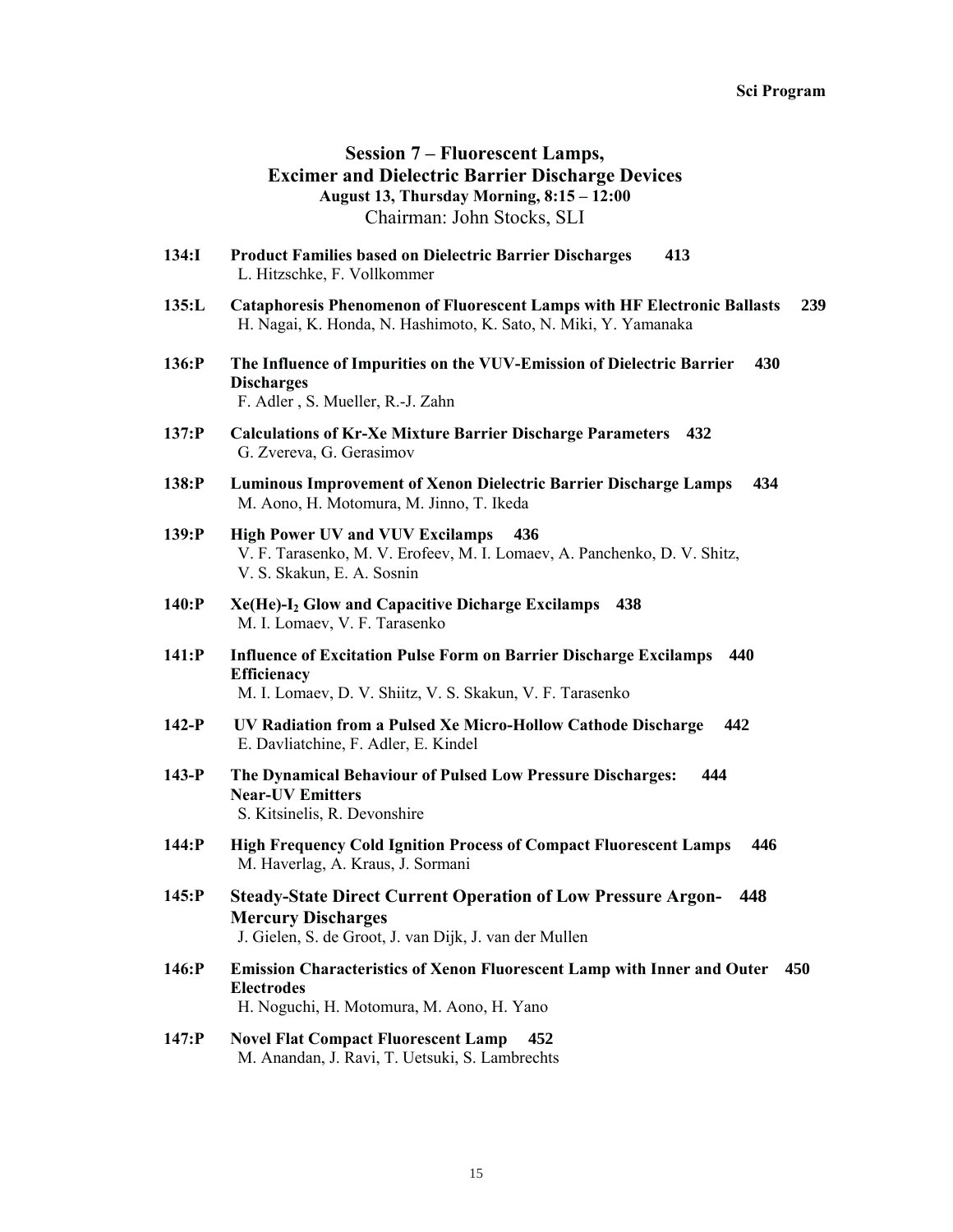## Session 7 – Fluorescent Lamps, Excimer and Dielectric Barrier Discharge Devices

**August 13, Thursday Morning, 8:15 – 12:00**

Chairman: John Stocks, SLI

**134:I** **Product Families based on Dielectric Barrier Discharges** **413**
L. Hitzschke, F. Vollkommer

**135:L** **Cataphoresis Phenomenon of Fluorescent Lamps with HF Electronic Ballasts** **239**
H. Nagai, K. Honda, N. Hashimoto, K. Sato, N. Miki, Y. Yamanaka

**136:P** **The Influence of Impurities on the VUV-Emission of Dielectric Barrier Discharges** **430**
F. Adler , S. Mueller, R.-J. Zahn

**137:P** **Calculations of Kr-Xe Mixture Barrier Discharge Parameters** **432**
G. Zvereva, G. Gerasimov

**138:P** **Luminous Improvement of Xenon Dielectric Barrier Discharge Lamps** **434**
M. Aono, H. Motomura, M. Jinno, T. Ikeda

**139:P** **High Power UV and VUV Excilamps** **436**
V. F. Tarasenko, M. V. Erofeev, M. I. Lomaev, A. Panchenko, D. V. Shitz, V. S. Skakun, E. A. Sosnin

**140:P** **Xe(He)-$I_2$ Glow and Capacitive Dicharge Excilamps** **438**
M. I. Lomaev, V. F. Tarasenko

**141:P** **Influence of Excitation Pulse Form on Barrier Discharge Excilamps Efficienacy** **440**
M. I. Lomaev, D. V. Shiitz, V. S. Skakun, V. F. Tarasenko

**142-P** **UV Radiation from a Pulsed Xe Micro-Hollow Cathode Discharge** **442**
E. Davliatchine, F. Adler, E. Kindel

**143-P** **The Dynamical Behaviour of Pulsed Low Pressure Discharges: Near-UV Emitters** **444**
S. Kitsinelis, R. Devonshire

**144:P** **High Frequency Cold Ignition Process of Compact Fluorescent Lamps** **446**
M. Haverlag, A. Kraus, J. Sormani

**145:P** **Steady-State Direct Current Operation of Low Pressure Argon-Mercury Discharges** **448**
J. Gielen, S. de Groot, J. van Dijk, J. van der Mullen

**146:P** **Emission Characteristics of Xenon Fluorescent Lamp with Inner and Outer Electrodes** **450**
H. Noguchi, H. Motomura, M. Aono, H. Yano

**147:P** **Novel Flat Compact Fluorescent Lamp** **452**
M. Anandan, J. Ravi, T. Uetsuki, S. Lambrechts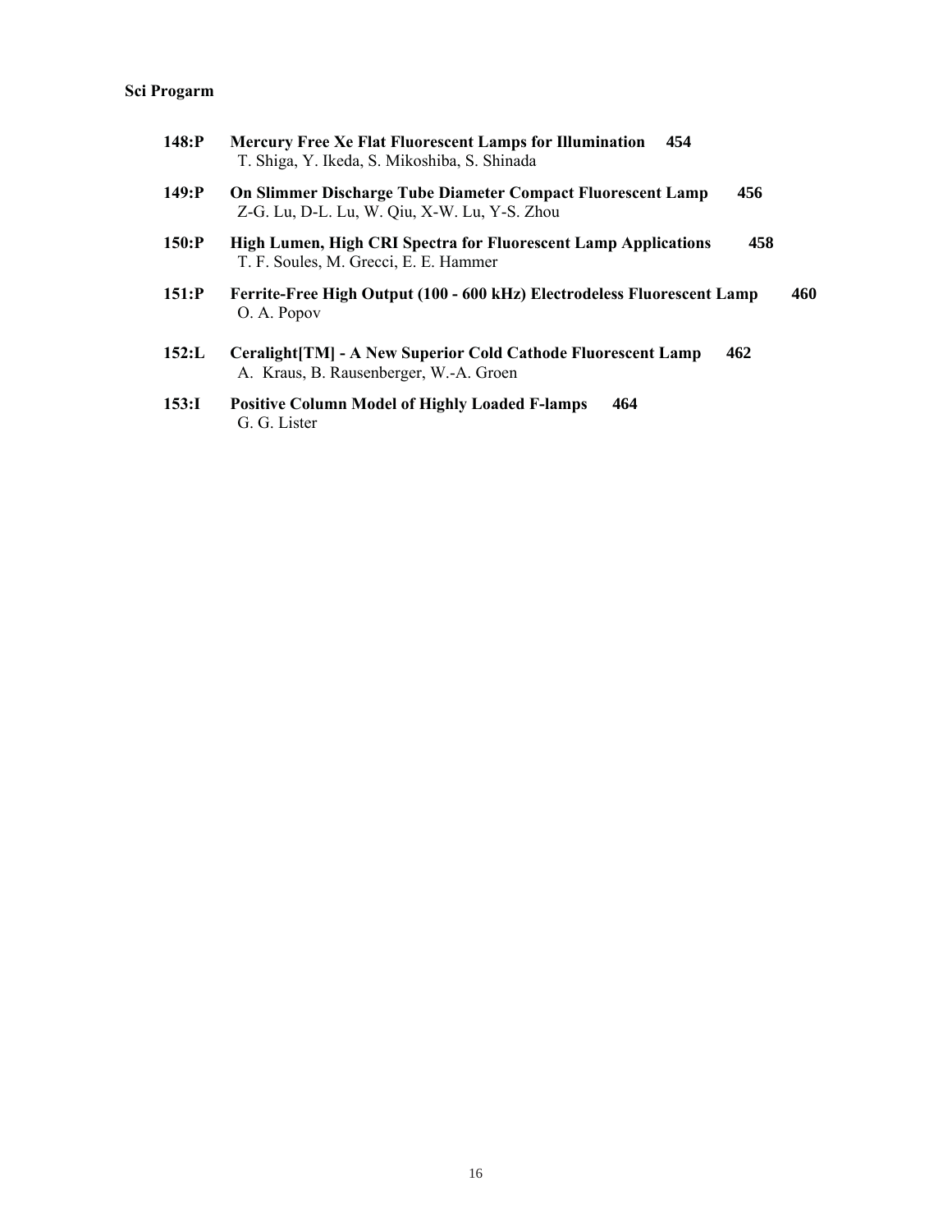**Sci Progarm**

**148:P** **Mercury Free Xe Flat Fluorescent Lamps for Illumination** **454**
T. Shiga, Y. Ikeda, S. Mikoshiba, S. Shinada

**149:P** **On Slimmer Discharge Tube Diameter Compact Fluorescent Lamp** **456**
Z-G. Lu, D-L. Lu, W. Qiu, X-W. Lu, Y-S. Zhou

**150:P** **High Lumen, High CRI Spectra for Fluorescent Lamp Applications** **458**
T. F. Soules, M. Grecci, E. E. Hammer

**151:P** **Ferrite-Free High Output (100 - 600 kHz) Electrodeless Fluorescent Lamp** **460**
O. A. Popov

**152:L** **Ceralight[TM] - A New Superior Cold Cathode Fluorescent Lamp** **462**
A. Kraus, B. Rausenberger, W.-A. Groen

**153:I** **Positive Column Model of Highly Loaded F-lamps** **464**
G. G. Lister